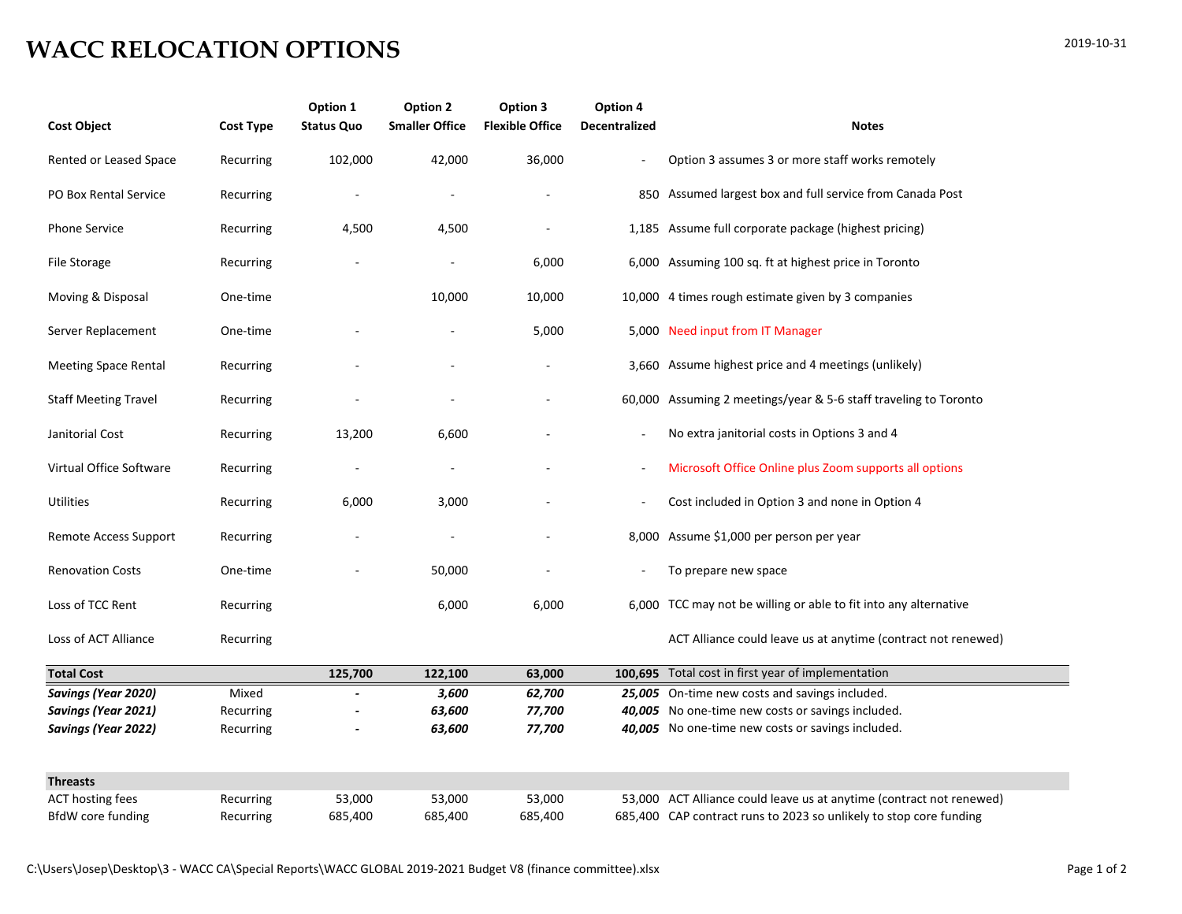# WACC RELOCATION OPTIONS

2019-10-31

| Cost Object | Cost Type | Option 1 Status Quo | Option 2 Smaller Office | Option 3 Flexible Office | Option 4 Decentralized | Notes |
|---|---|---|---|---|---|---|
| Rented or Leased Space | Recurring | 102,000 | 42,000 | 36,000 | - | Option 3 assumes 3 or more staff works remotely |
| PO Box Rental Service | Recurring | - | - | - | 850 | Assumed largest box and full service from Canada Post |
| Phone Service | Recurring | 4,500 | 4,500 | - | 1,185 | Assume full corporate package (highest pricing) |
| File Storage | Recurring | - | - | 6,000 | 6,000 | Assuming 100 sq. ft at highest price in Toronto |
| Moving & Disposal | One-time | | 10,000 | 10,000 | 10,000 | 4 times rough estimate given by 3 companies |
| Server Replacement | One-time | - | - | 5,000 | 5,000 | Need input from IT Manager |
| Meeting Space Rental | Recurring | - | - | - | 3,660 | Assume highest price and 4 meetings (unlikely) |
| Staff Meeting Travel | Recurring | - | - | - | 60,000 | Assuming 2 meetings/year & 5-6 staff traveling to Toronto |
| Janitorial Cost | Recurring | 13,200 | 6,600 | - | - | No extra janitorial costs in Options 3 and 4 |
| Virtual Office Software | Recurring | - | - | - | - | Microsoft Office Online plus Zoom supports all options |
| Utilities | Recurring | 6,000 | 3,000 | - | - | Cost included in Option 3 and none in Option 4 |
| Remote Access Support | Recurring | - | - | - | 8,000 | Assume $1,000 per person per year |
| Renovation Costs | One-time | - | 50,000 | - | - | To prepare new space |
| Loss of TCC Rent | Recurring | | 6,000 | 6,000 | 6,000 | TCC may not be willing or able to fit into any alternative |
| Loss of ACT Alliance | Recurring | | | | | ACT Alliance could leave us at anytime (contract not renewed) |
| **Total Cost** | | **125,700** | **122,100** | **63,000** | **100,695** | Total cost in first year of implementation |
| ***Savings (Year 2020)*** | Mixed | - | ***3,600*** | ***62,700*** | ***25,005*** | On-time new costs and savings included. |
| ***Savings (Year 2021)*** | Recurring | - | ***63,600*** | ***77,700*** | ***40,005*** | No one-time new costs or savings included. |
| ***Savings (Year 2022)*** | Recurring | - | ***63,600*** | ***77,700*** | ***40,005*** | No one-time new costs or savings included. |

| Threasts | | | | | | |
|---|---|---|---|---|---|---|
| ACT hosting fees | Recurring | 53,000 | 53,000 | 53,000 | 53,000 | ACT Alliance could leave us at anytime (contract not renewed) |
| BfdW core funding | Recurring | 685,400 | 685,400 | 685,400 | 685,400 | CAP contract runs to 2023 so unlikely to stop core funding |

C:\Users\Josep\Desktop\3 - WACC CA\Special Reports\WACC GLOBAL 2019-2021 Budget V8 (finance committee).xlsx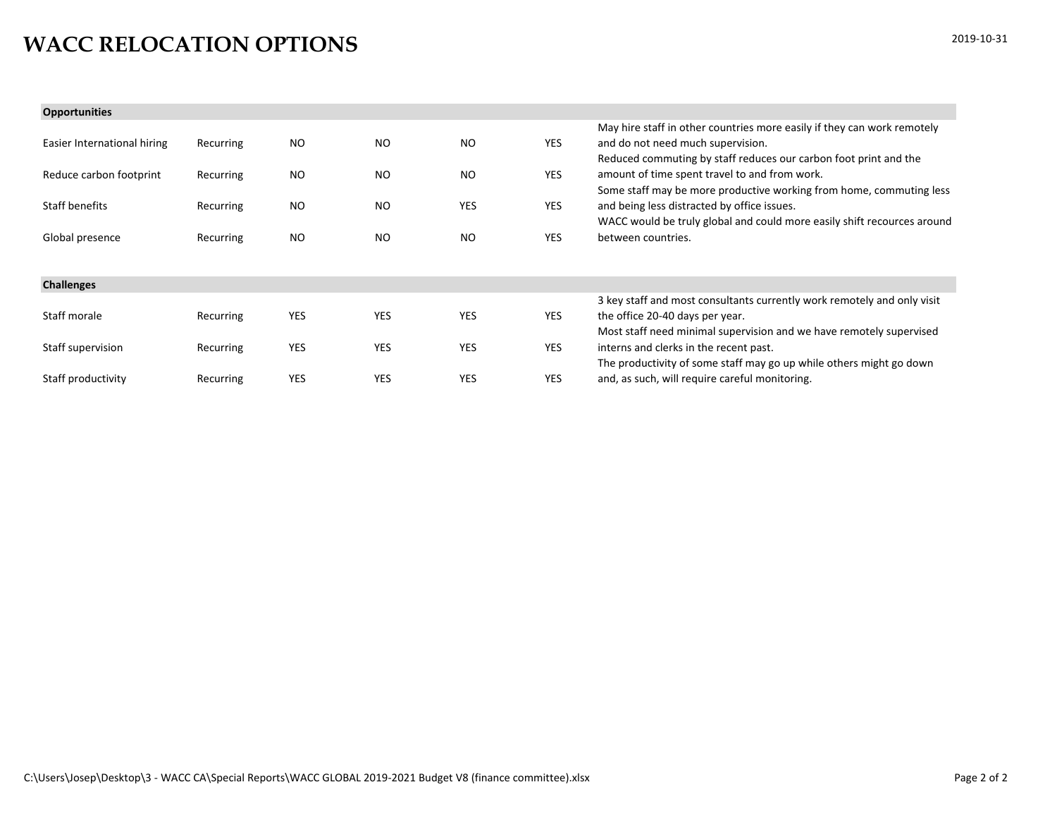# WACC RELOCATION OPTIONS

2019-10-31

| | | | | | | |
|---|---|---|---|---|---|---|
| **Opportunities** | | | | | | |
| Easier International hiring | Recurring | NO | NO | NO | YES | May hire staff in other countries more easily if they can work remotely and do not need much supervision. |
| Reduce carbon footprint | Recurring | NO | NO | NO | YES | Reduced commuting by staff reduces our carbon foot print and the amount of time spent travel to and from work. |
| Staff benefits | Recurring | NO | NO | YES | YES | Some staff may be more productive working from home, commuting less and being less distracted by office issues. |
| Global presence | Recurring | NO | NO | NO | YES | WACC would be truly global and could more easily shift recources around between countries. |
| **Challenges** | | | | | | |
| Staff morale | Recurring | YES | YES | YES | YES | 3 key staff and most consultants currently work remotely and only visit the office 20-40 days per year. |
| Staff supervision | Recurring | YES | YES | YES | YES | Most staff need minimal supervision and we have remotely supervised interns and clerks in the recent past. |
| Staff productivity | Recurring | YES | YES | YES | YES | The productivity of some staff may go up while others might go down and, as such, will require careful monitoring. |

C:\Users\Josep\Desktop\3 - WACC CA\Special Reports\WACC GLOBAL 2019-2021 Budget V8 (finance committee).xlsx